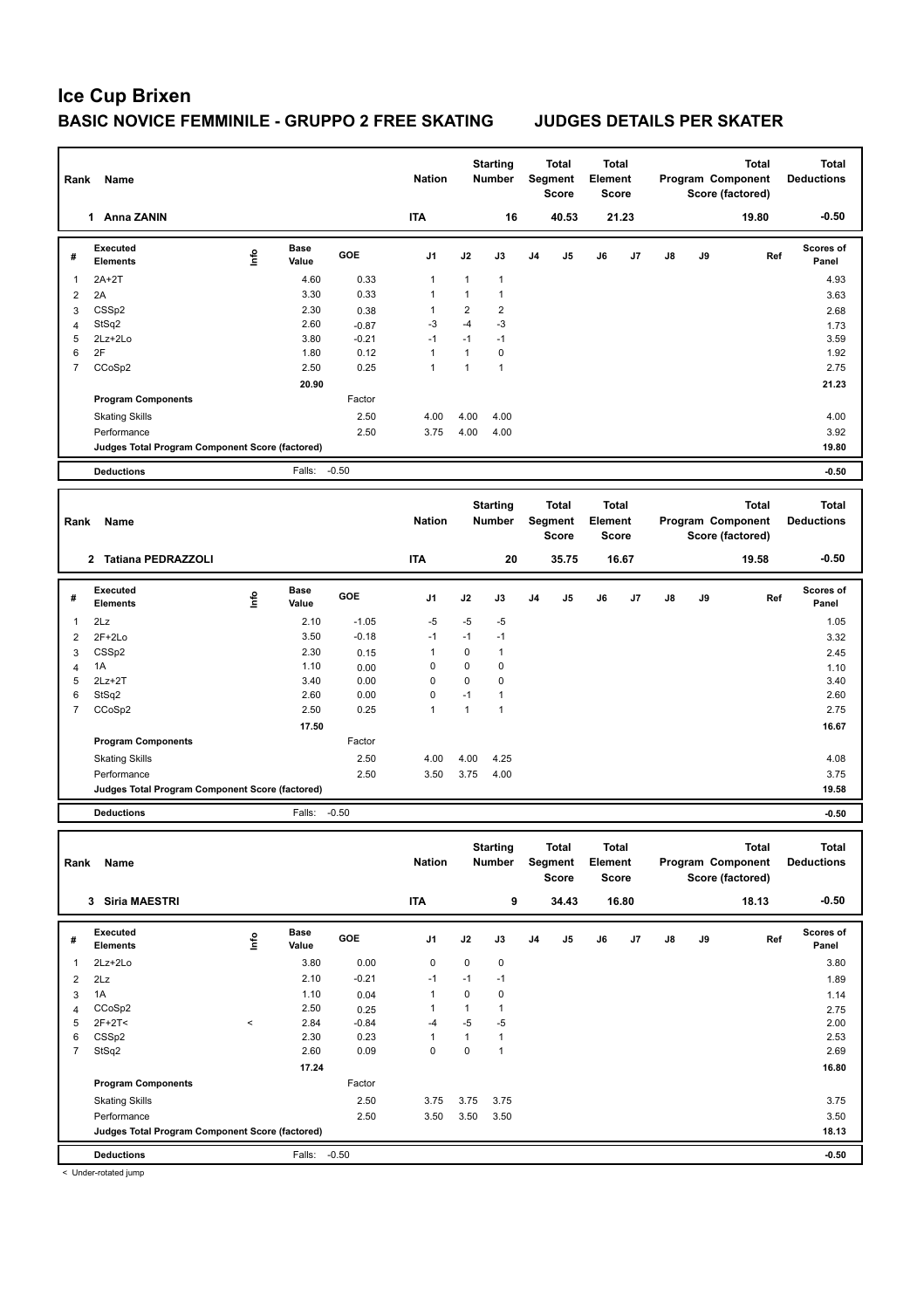# Ice Cup Brixen

## BASIC NOVICE FEMMINILE - GRUPPO 2 FREE SKATING — JUDGES DETAILS PER SKATER

| Rank | Name | Nation | Starting Number | Total Segment Score | Total Element Score | Total Program Component Score (factored) | Total Deductions |
|---|---|---|---|---|---|---|---|
| 1 | Anna ZANIN | ITA | 16 | 40.53 | 21.23 | 19.80 | -0.50 |

| # | Executed Elements | Info | Base Value | GOE | J1 | J2 | J3 | J4 | J5 | J6 | J7 | J8 | J9 | Ref | Scores of Panel |
|---|---|---|---|---|---|---|---|---|---|---|---|---|---|---|---|
| 1 | 2A+2T | | 4.60 | 0.33 | 1 | 1 | 1 | | | | | | | | 4.93 |
| 2 | 2A | | 3.30 | 0.33 | 1 | 1 | 1 | | | | | | | | 3.63 |
| 3 | CSSp2 | | 2.30 | 0.38 | 1 | 2 | 2 | | | | | | | | 2.68 |
| 4 | StSq2 | | 2.60 | -0.87 | -3 | -4 | -3 | | | | | | | | 1.73 |
| 5 | 2Lz+2Lo | | 3.80 | -0.21 | -1 | -1 | -1 | | | | | | | | 3.59 |
| 6 | 2F | | 1.80 | 0.12 | 1 | 1 | 0 | | | | | | | | 1.92 |
| 7 | CCoSp2 | | 2.50 | 0.25 | 1 | 1 | 1 | | | | | | | | 2.75 |
| | | | 20.90 | | | | | | | | | | | | 21.23 |
| | Program Components | | | Factor | | | | | | | | | | | |
| | Skating Skills | | | 2.50 | 4.00 | 4.00 | 4.00 | | | | | | | | 4.00 |
| | Performance | | | 2.50 | 3.75 | 4.00 | 4.00 | | | | | | | | 3.92 |
| | Judges Total Program Component Score (factored) | | | | | | | | | | | | | | 19.80 |
| | Deductions | | Falls: | -0.50 | | | | | | | | | | | -0.50 |

| Rank | Name | Nation | Starting Number | Total Segment Score | Total Element Score | Total Program Component Score (factored) | Total Deductions |
|---|---|---|---|---|---|---|---|
| 2 | Tatiana PEDRAZZOLI | ITA | 20 | 35.75 | 16.67 | 19.58 | -0.50 |

| # | Executed Elements | Info | Base Value | GOE | J1 | J2 | J3 | J4 | J5 | J6 | J7 | J8 | J9 | Ref | Scores of Panel |
|---|---|---|---|---|---|---|---|---|---|---|---|---|---|---|---|
| 1 | 2Lz | | 2.10 | -1.05 | -5 | -5 | -5 | | | | | | | | 1.05 |
| 2 | 2F+2Lo | | 3.50 | -0.18 | -1 | -1 | -1 | | | | | | | | 3.32 |
| 3 | CSSp2 | | 2.30 | 0.15 | 1 | 0 | 1 | | | | | | | | 2.45 |
| 4 | 1A | | 1.10 | 0.00 | 0 | 0 | 0 | | | | | | | | 1.10 |
| 5 | 2Lz+2T | | 3.40 | 0.00 | 0 | 0 | 0 | | | | | | | | 3.40 |
| 6 | StSq2 | | 2.60 | 0.00 | 0 | -1 | 1 | | | | | | | | 2.60 |
| 7 | CCoSp2 | | 2.50 | 0.25 | 1 | 1 | 1 | | | | | | | | 2.75 |
| | | | 17.50 | | | | | | | | | | | | 16.67 |
| | Program Components | | | Factor | | | | | | | | | | | |
| | Skating Skills | | | 2.50 | 4.00 | 4.00 | 4.25 | | | | | | | | 4.08 |
| | Performance | | | 2.50 | 3.50 | 3.75 | 4.00 | | | | | | | | 3.75 |
| | Judges Total Program Component Score (factored) | | | | | | | | | | | | | | 19.58 |
| | Deductions | | Falls: | -0.50 | | | | | | | | | | | -0.50 |

| Rank | Name | Nation | Starting Number | Total Segment Score | Total Element Score | Total Program Component Score (factored) | Total Deductions |
|---|---|---|---|---|---|---|---|
| 3 | Siria MAESTRI | ITA | 9 | 34.43 | 16.80 | 18.13 | -0.50 |

| # | Executed Elements | Info | Base Value | GOE | J1 | J2 | J3 | J4 | J5 | J6 | J7 | J8 | J9 | Ref | Scores of Panel |
|---|---|---|---|---|---|---|---|---|---|---|---|---|---|---|---|
| 1 | 2Lz+2Lo | | 3.80 | 0.00 | 0 | 0 | 0 | | | | | | | | 3.80 |
| 2 | 2Lz | | 2.10 | -0.21 | -1 | -1 | -1 | | | | | | | | 1.89 |
| 3 | 1A | | 1.10 | 0.04 | 1 | 0 | 0 | | | | | | | | 1.14 |
| 4 | CCoSp2 | | 2.50 | 0.25 | 1 | 1 | 1 | | | | | | | | 2.75 |
| 5 | 2F+2T< | < | 2.84 | -0.84 | -4 | -5 | -5 | | | | | | | | 2.00 |
| 6 | CSSp2 | | 2.30 | 0.23 | 1 | 1 | 1 | | | | | | | | 2.53 |
| 7 | StSq2 | | 2.60 | 0.09 | 0 | 0 | 1 | | | | | | | | 2.69 |
| | | | 17.24 | | | | | | | | | | | | 16.80 |
| | Program Components | | | Factor | | | | | | | | | | | |
| | Skating Skills | | | 2.50 | 3.75 | 3.75 | 3.75 | | | | | | | | 3.75 |
| | Performance | | | 2.50 | 3.50 | 3.50 | 3.50 | | | | | | | | 3.50 |
| | Judges Total Program Component Score (factored) | | | | | | | | | | | | | | 18.13 |
| | Deductions | | Falls: | -0.50 | | | | | | | | | | | -0.50 |

< Under-rotated jump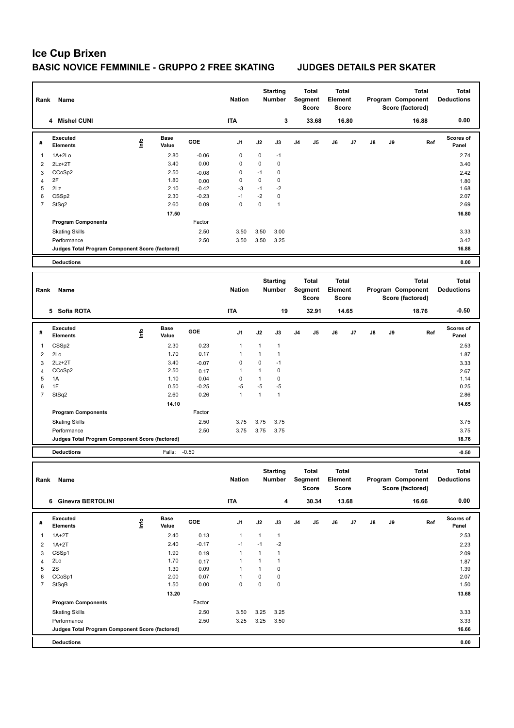# Ice Cup Brixen

## BASIC NOVICE FEMMINILE - GRUPPO 2 FREE SKATING — JUDGES DETAILS PER SKATER

| Rank | Name | Nation | Starting Number | Total Segment Score | Total Element Score | Total Program Component Score (factored) | Total Deductions |
|---|---|---|---|---|---|---|---|
| 4 | Mishel CUNI | ITA | 3 | 33.68 | 16.80 | 16.88 | 0.00 |

| # | Executed Elements | Info | Base Value | GOE | J1 | J2 | J3 | J4 | J5 | J6 | J7 | J8 | J9 | Ref | Scores of Panel |
|---|---|---|---|---|---|---|---|---|---|---|---|---|---|---|---|
| 1 | 1A+2Lo | | 2.80 | -0.06 | 0 | 0 | -1 | | | | | | | | 2.74 |
| 2 | 2Lz+2T | | 3.40 | 0.00 | 0 | 0 | 0 | | | | | | | | 3.40 |
| 3 | CCoSp2 | | 2.50 | -0.08 | 0 | -1 | 0 | | | | | | | | 2.42 |
| 4 | 2F | | 1.80 | 0.00 | 0 | 0 | 0 | | | | | | | | 1.80 |
| 5 | 2Lz | | 2.10 | -0.42 | -3 | -1 | -2 | | | | | | | | 1.68 |
| 6 | CSSp2 | | 2.30 | -0.23 | -1 | -2 | 0 | | | | | | | | 2.07 |
| 7 | StSq2 | | 2.60 | 0.09 | 0 | 0 | 1 | | | | | | | | 2.69 |
| | | | 17.50 | | | | | | | | | | | | 16.80 |
| | **Program Components** | | | Factor | | | | | | | | | | | |
| | Skating Skills | | | 2.50 | 3.50 | 3.50 | 3.00 | | | | | | | | 3.33 |
| | Performance | | | 2.50 | 3.50 | 3.50 | 3.25 | | | | | | | | 3.42 |
| | Judges Total Program Component Score (factored) | | | | | | | | | | | | | | 16.88 |
| | **Deductions** | | | | | | | | | | | | | | 0.00 |

| Rank | Name | Nation | Starting Number | Total Segment Score | Total Element Score | Total Program Component Score (factored) | Total Deductions |
|---|---|---|---|---|---|---|---|
| 5 | Sofia ROTA | ITA | 19 | 32.91 | 14.65 | 18.76 | -0.50 |

| # | Executed Elements | Info | Base Value | GOE | J1 | J2 | J3 | J4 | J5 | J6 | J7 | J8 | J9 | Ref | Scores of Panel |
|---|---|---|---|---|---|---|---|---|---|---|---|---|---|---|---|
| 1 | CSSp2 | | 2.30 | 0.23 | 1 | 1 | 1 | | | | | | | | 2.53 |
| 2 | 2Lo | | 1.70 | 0.17 | 1 | 1 | 1 | | | | | | | | 1.87 |
| 3 | 2Lz+2T | | 3.40 | -0.07 | 0 | 0 | -1 | | | | | | | | 3.33 |
| 4 | CCoSp2 | | 2.50 | 0.17 | 1 | 1 | 0 | | | | | | | | 2.67 |
| 5 | 1A | | 1.10 | 0.04 | 0 | 1 | 0 | | | | | | | | 1.14 |
| 6 | 1F | | 0.50 | -0.25 | -5 | -5 | -5 | | | | | | | | 0.25 |
| 7 | StSq2 | | 2.60 | 0.26 | 1 | 1 | 1 | | | | | | | | 2.86 |
| | | | 14.10 | | | | | | | | | | | | 14.65 |
| | **Program Components** | | | Factor | | | | | | | | | | | |
| | Skating Skills | | | 2.50 | 3.75 | 3.75 | 3.75 | | | | | | | | 3.75 |
| | Performance | | | 2.50 | 3.75 | 3.75 | 3.75 | | | | | | | | 3.75 |
| | Judges Total Program Component Score (factored) | | | | | | | | | | | | | | 18.76 |
| | **Deductions** | | Falls: | -0.50 | | | | | | | | | | | -0.50 |

| Rank | Name | Nation | Starting Number | Total Segment Score | Total Element Score | Total Program Component Score (factored) | Total Deductions |
|---|---|---|---|---|---|---|---|
| 6 | Ginevra BERTOLINI | ITA | 4 | 30.34 | 13.68 | 16.66 | 0.00 |

| # | Executed Elements | Info | Base Value | GOE | J1 | J2 | J3 | J4 | J5 | J6 | J7 | J8 | J9 | Ref | Scores of Panel |
|---|---|---|---|---|---|---|---|---|---|---|---|---|---|---|---|
| 1 | 1A+2T | | 2.40 | 0.13 | 1 | 1 | 1 | | | | | | | | 2.53 |
| 2 | 1A+2T | | 2.40 | -0.17 | -1 | -1 | -2 | | | | | | | | 2.23 |
| 3 | CSSp1 | | 1.90 | 0.19 | 1 | 1 | 1 | | | | | | | | 2.09 |
| 4 | 2Lo | | 1.70 | 0.17 | 1 | 1 | 1 | | | | | | | | 1.87 |
| 5 | 2S | | 1.30 | 0.09 | 1 | 1 | 0 | | | | | | | | 1.39 |
| 6 | CCoSp1 | | 2.00 | 0.07 | 1 | 0 | 0 | | | | | | | | 2.07 |
| 7 | StSqB | | 1.50 | 0.00 | 0 | 0 | 0 | | | | | | | | 1.50 |
| | | | 13.20 | | | | | | | | | | | | 13.68 |
| | **Program Components** | | | Factor | | | | | | | | | | | |
| | Skating Skills | | | 2.50 | 3.50 | 3.25 | 3.25 | | | | | | | | 3.33 |
| | Performance | | | 2.50 | 3.25 | 3.25 | 3.50 | | | | | | | | 3.33 |
| | Judges Total Program Component Score (factored) | | | | | | | | | | | | | | 16.66 |
| | **Deductions** | | | | | | | | | | | | | | 0.00 |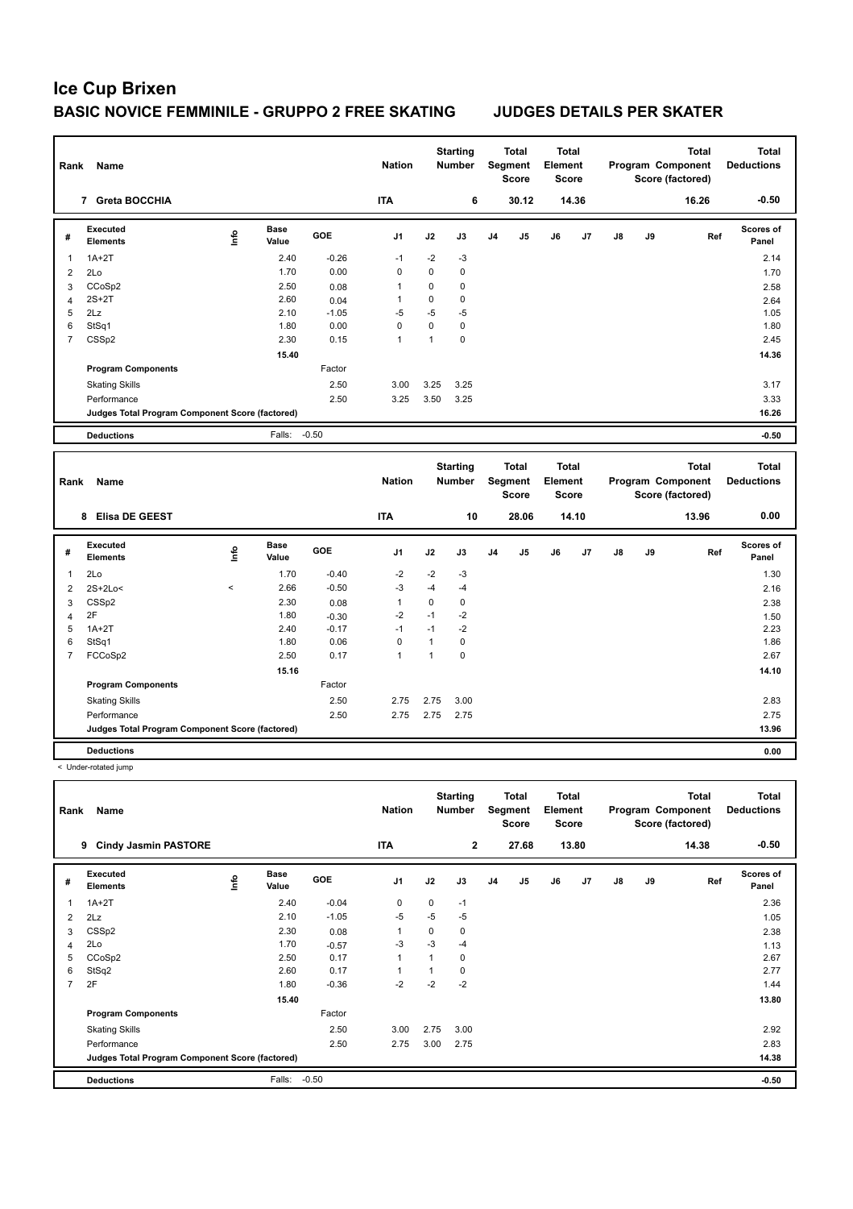# Ice Cup Brixen

## BASIC NOVICE FEMMINILE - GRUPPO 2 FREE SKATING JUDGES DETAILS PER SKATER

| Rank | Name | Nation | Starting Number | Total Segment Score | Total Element Score | Total Program Component Score (factored) | Total Deductions |
|---|---|---|---|---|---|---|---|
| 7 | Greta BOCCHIA | ITA | 6 | 30.12 | 14.36 | 16.26 | -0.50 |

| # | Executed Elements | Info | Base Value | GOE | J1 | J2 | J3 | J4 | J5 | J6 | J7 | J8 | J9 | Ref | Scores of Panel |
|---|---|---|---|---|---|---|---|---|---|---|---|---|---|---|---|
| 1 | 1A+2T | | 2.40 | -0.26 | -1 | -2 | -3 | | | | | | | | 2.14 |
| 2 | 2Lo | | 1.70 | 0.00 | 0 | 0 | 0 | | | | | | | | 1.70 |
| 3 | CCoSp2 | | 2.50 | 0.08 | 1 | 0 | 0 | | | | | | | | 2.58 |
| 4 | 2S+2T | | 2.60 | 0.04 | 1 | 0 | 0 | | | | | | | | 2.64 |
| 5 | 2Lz | | 2.10 | -1.05 | -5 | -5 | -5 | | | | | | | | 1.05 |
| 6 | StSq1 | | 1.80 | 0.00 | 0 | 0 | 0 | | | | | | | | 1.80 |
| 7 | CSSp2 | | 2.30 | 0.15 | 1 | 1 | 0 | | | | | | | | 2.45 |
| | | | 15.40 | | | | | | | | | | | | 14.36 |
| | **Program Components** | | | Factor | | | | | | | | | | | |
| | Skating Skills | | | 2.50 | 3.00 | 3.25 | 3.25 | | | | | | | | 3.17 |
| | Performance | | | 2.50 | 3.25 | 3.50 | 3.25 | | | | | | | | 3.33 |
| | **Judges Total Program Component Score (factored)** | | | | | | | | | | | | | | 16.26 |
| | **Deductions** | | Falls: | -0.50 | | | | | | | | | | | -0.50 |

| Rank | Name | Nation | Starting Number | Total Segment Score | Total Element Score | Total Program Component Score (factored) | Total Deductions |
|---|---|---|---|---|---|---|---|
| 8 | Elisa DE GEEST | ITA | 10 | 28.06 | 14.10 | 13.96 | 0.00 |

| # | Executed Elements | Info | Base Value | GOE | J1 | J2 | J3 | J4 | J5 | J6 | J7 | J8 | J9 | Ref | Scores of Panel |
|---|---|---|---|---|---|---|---|---|---|---|---|---|---|---|---|
| 1 | 2Lo | | 1.70 | -0.40 | -2 | -2 | -3 | | | | | | | | 1.30 |
| 2 | 2S+2Lo< | < | 2.66 | -0.50 | -3 | -4 | -4 | | | | | | | | 2.16 |
| 3 | CSSp2 | | 2.30 | 0.08 | 1 | 0 | 0 | | | | | | | | 2.38 |
| 4 | 2F | | 1.80 | -0.30 | -2 | -1 | -2 | | | | | | | | 1.50 |
| 5 | 1A+2T | | 2.40 | -0.17 | -1 | -1 | -2 | | | | | | | | 2.23 |
| 6 | StSq1 | | 1.80 | 0.06 | 0 | 1 | 0 | | | | | | | | 1.86 |
| 7 | FCCoSp2 | | 2.50 | 0.17 | 1 | 1 | 0 | | | | | | | | 2.67 |
| | | | 15.16 | | | | | | | | | | | | 14.10 |
| | **Program Components** | | | Factor | | | | | | | | | | | |
| | Skating Skills | | | 2.50 | 2.75 | 2.75 | 3.00 | | | | | | | | 2.83 |
| | Performance | | | 2.50 | 2.75 | 2.75 | 2.75 | | | | | | | | 2.75 |
| | **Judges Total Program Component Score (factored)** | | | | | | | | | | | | | | 13.96 |
| | **Deductions** | | | | | | | | | | | | | | 0.00 |

< Under-rotated jump

| Rank | Name | Nation | Starting Number | Total Segment Score | Total Element Score | Total Program Component Score (factored) | Total Deductions |
|---|---|---|---|---|---|---|---|
| 9 | Cindy Jasmin PASTORE | ITA | 2 | 27.68 | 13.80 | 14.38 | -0.50 |

| # | Executed Elements | Info | Base Value | GOE | J1 | J2 | J3 | J4 | J5 | J6 | J7 | J8 | J9 | Ref | Scores of Panel |
|---|---|---|---|---|---|---|---|---|---|---|---|---|---|---|---|
| 1 | 1A+2T | | 2.40 | -0.04 | 0 | 0 | -1 | | | | | | | | 2.36 |
| 2 | 2Lz | | 2.10 | -1.05 | -5 | -5 | -5 | | | | | | | | 1.05 |
| 3 | CSSp2 | | 2.30 | 0.08 | 1 | 0 | 0 | | | | | | | | 2.38 |
| 4 | 2Lo | | 1.70 | -0.57 | -3 | -3 | -4 | | | | | | | | 1.13 |
| 5 | CCoSp2 | | 2.50 | 0.17 | 1 | 1 | 0 | | | | | | | | 2.67 |
| 6 | StSq2 | | 2.60 | 0.17 | 1 | 1 | 0 | | | | | | | | 2.77 |
| 7 | 2F | | 1.80 | -0.36 | -2 | -2 | -2 | | | | | | | | 1.44 |
| | | | 15.40 | | | | | | | | | | | | 13.80 |
| | **Program Components** | | | Factor | | | | | | | | | | | |
| | Skating Skills | | | 2.50 | 3.00 | 2.75 | 3.00 | | | | | | | | 2.92 |
| | Performance | | | 2.50 | 2.75 | 3.00 | 2.75 | | | | | | | | 2.83 |
| | **Judges Total Program Component Score (factored)** | | | | | | | | | | | | | | 14.38 |
| | **Deductions** | | Falls: | -0.50 | | | | | | | | | | | -0.50 |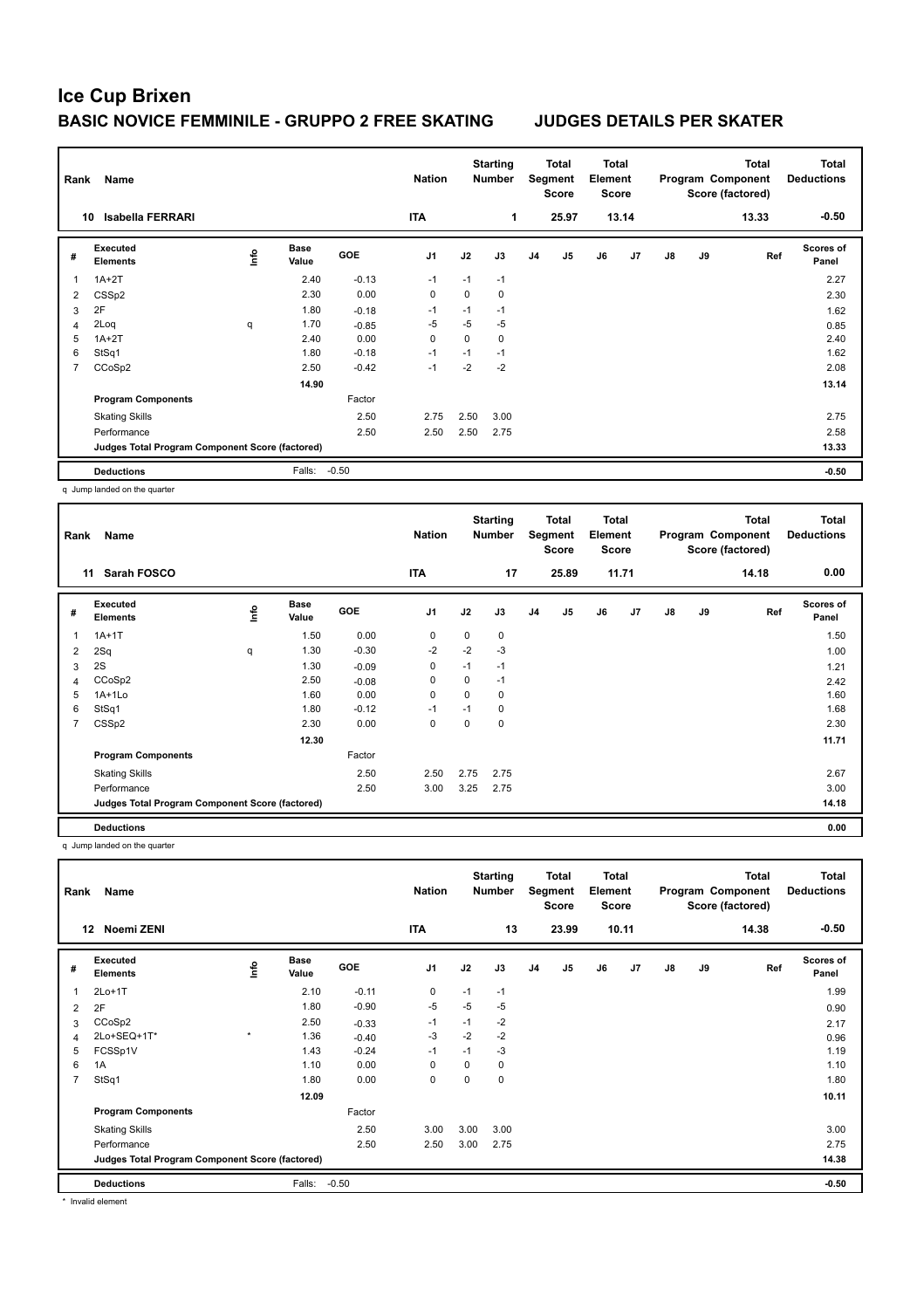# Ice Cup Brixen

## BASIC NOVICE FEMMINILE - GRUPPO 2 FREE SKATING JUDGES DETAILS PER SKATER

| Rank | Name | Nation | Starting Number | Total Segment Score | Total Element Score | Total Program Component Score (factored) | Total Deductions |
|---|---|---|---|---|---|---|---|
| 10 | Isabella FERRARI | ITA | 1 | 25.97 | 13.14 | 13.33 | -0.50 |

| # | Executed Elements | Info | Base Value | GOE | J1 | J2 | J3 | J4 | J5 | J6 | J7 | J8 | J9 | Ref | Scores of Panel |
|---|---|---|---|---|---|---|---|---|---|---|---|---|---|---|---|
| 1 | 1A+2T | | 2.40 | -0.13 | -1 | -1 | -1 | | | | | | | | 2.27 |
| 2 | CSSp2 | | 2.30 | 0.00 | 0 | 0 | 0 | | | | | | | | 2.30 |
| 3 | 2F | | 1.80 | -0.18 | -1 | -1 | -1 | | | | | | | | 1.62 |
| 4 | 2Loq | q | 1.70 | -0.85 | -5 | -5 | -5 | | | | | | | | 0.85 |
| 5 | 1A+2T | | 2.40 | 0.00 | 0 | 0 | 0 | | | | | | | | 2.40 |
| 6 | StSq1 | | 1.80 | -0.18 | -1 | -1 | -1 | | | | | | | | 1.62 |
| 7 | CCoSp2 | | 2.50 | -0.42 | -1 | -2 | -2 | | | | | | | | 2.08 |
| | | | 14.90 | | | | | | | | | | | | 13.14 |
| | **Program Components** | | | Factor | | | | | | | | | | | |
| | Skating Skills | | | 2.50 | 2.75 | 2.50 | 3.00 | | | | | | | | 2.75 |
| | Performance | | | 2.50 | 2.50 | 2.50 | 2.75 | | | | | | | | 2.58 |
| | **Judges Total Program Component Score (factored)** | | | | | | | | | | | | | | 13.33 |
| | **Deductions** | | Falls: | -0.50 | | | | | | | | | | | -0.50 |

q Jump landed on the quarter

| Rank | Name | Nation | Starting Number | Total Segment Score | Total Element Score | Total Program Component Score (factored) | Total Deductions |
|---|---|---|---|---|---|---|---|
| 11 | Sarah FOSCO | ITA | 17 | 25.89 | 11.71 | 14.18 | 0.00 |

| # | Executed Elements | Info | Base Value | GOE | J1 | J2 | J3 | J4 | J5 | J6 | J7 | J8 | J9 | Ref | Scores of Panel |
|---|---|---|---|---|---|---|---|---|---|---|---|---|---|---|---|
| 1 | 1A+1T | | 1.50 | 0.00 | 0 | 0 | 0 | | | | | | | | 1.50 |
| 2 | 2Sq | q | 1.30 | -0.30 | -2 | -2 | -3 | | | | | | | | 1.00 |
| 3 | 2S | | 1.30 | -0.09 | 0 | -1 | -1 | | | | | | | | 1.21 |
| 4 | CCoSp2 | | 2.50 | -0.08 | 0 | 0 | -1 | | | | | | | | 2.42 |
| 5 | 1A+1Lo | | 1.60 | 0.00 | 0 | 0 | 0 | | | | | | | | 1.60 |
| 6 | StSq1 | | 1.80 | -0.12 | -1 | -1 | 0 | | | | | | | | 1.68 |
| 7 | CSSp2 | | 2.30 | 0.00 | 0 | 0 | 0 | | | | | | | | 2.30 |
| | | | 12.30 | | | | | | | | | | | | 11.71 |
| | **Program Components** | | | Factor | | | | | | | | | | | |
| | Skating Skills | | | 2.50 | 2.50 | 2.75 | 2.75 | | | | | | | | 2.67 |
| | Performance | | | 2.50 | 3.00 | 3.25 | 2.75 | | | | | | | | 3.00 |
| | **Judges Total Program Component Score (factored)** | | | | | | | | | | | | | | 14.18 |
| | **Deductions** | | | | | | | | | | | | | | 0.00 |

q Jump landed on the quarter

| Rank | Name | Nation | Starting Number | Total Segment Score | Total Element Score | Total Program Component Score (factored) | Total Deductions |
|---|---|---|---|---|---|---|---|
| 12 | Noemi ZENI | ITA | 13 | 23.99 | 10.11 | 14.38 | -0.50 |

| # | Executed Elements | Info | Base Value | GOE | J1 | J2 | J3 | J4 | J5 | J6 | J7 | J8 | J9 | Ref | Scores of Panel |
|---|---|---|---|---|---|---|---|---|---|---|---|---|---|---|---|
| 1 | 2Lo+1T | | 2.10 | -0.11 | 0 | -1 | -1 | | | | | | | | 1.99 |
| 2 | 2F | | 1.80 | -0.90 | -5 | -5 | -5 | | | | | | | | 0.90 |
| 3 | CCoSp2 | | 2.50 | -0.33 | -1 | -1 | -2 | | | | | | | | 2.17 |
| 4 | 2Lo+SEQ+1T* | * | 1.36 | -0.40 | -3 | -2 | -2 | | | | | | | | 0.96 |
| 5 | FCSSp1V | | 1.43 | -0.24 | -1 | -1 | -3 | | | | | | | | 1.19 |
| 6 | 1A | | 1.10 | 0.00 | 0 | 0 | 0 | | | | | | | | 1.10 |
| 7 | StSq1 | | 1.80 | 0.00 | 0 | 0 | 0 | | | | | | | | 1.80 |
| | | | 12.09 | | | | | | | | | | | | 10.11 |
| | **Program Components** | | | Factor | | | | | | | | | | | |
| | Skating Skills | | | 2.50 | 3.00 | 3.00 | 3.00 | | | | | | | | 3.00 |
| | Performance | | | 2.50 | 2.50 | 3.00 | 2.75 | | | | | | | | 2.75 |
| | **Judges Total Program Component Score (factored)** | | | | | | | | | | | | | | 14.38 |
| | **Deductions** | | Falls: | -0.50 | | | | | | | | | | | -0.50 |

* Invalid element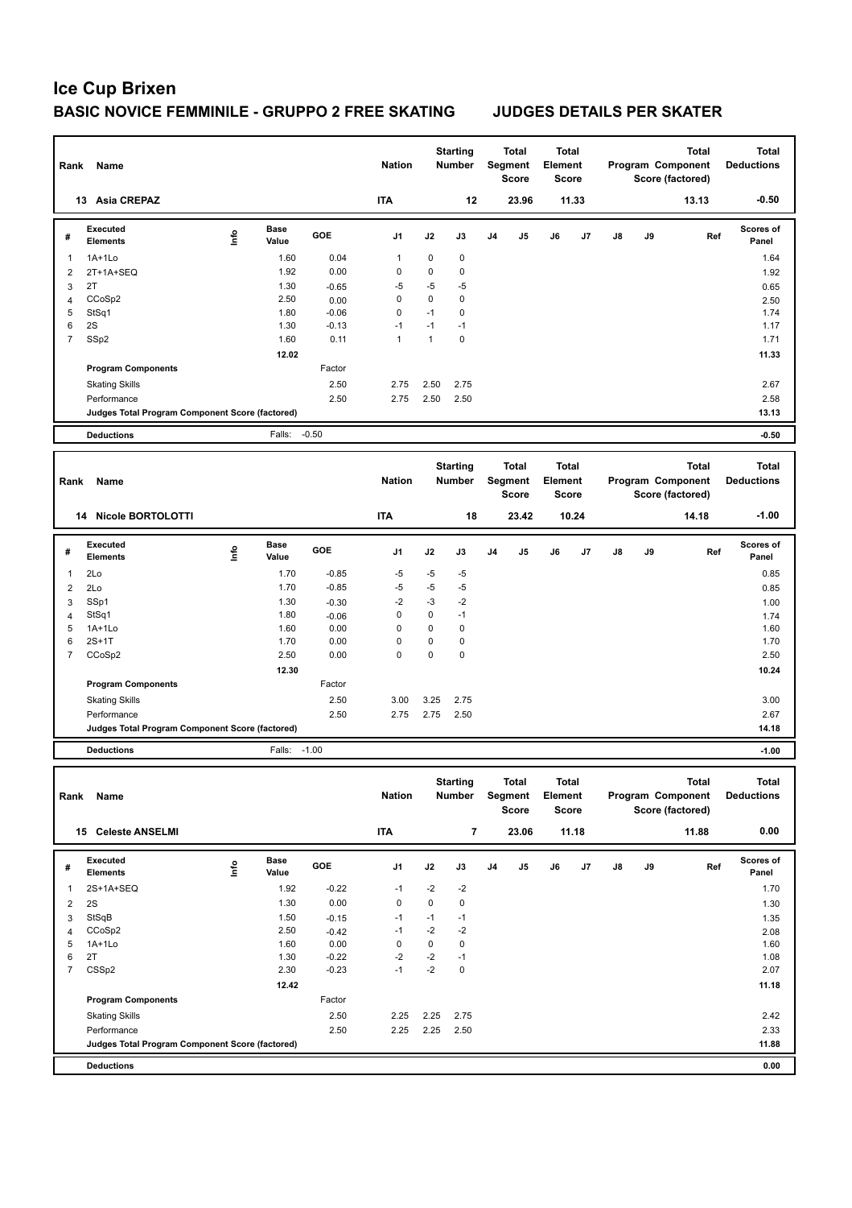# Ice Cup Brixen

## BASIC NOVICE FEMMINILE - GRUPPO 2 FREE SKATING — JUDGES DETAILS PER SKATER

| Rank | Name | Nation | Starting Number | Total Segment Score | Total Element Score | Total Program Component Score (factored) | Total Deductions |
|---|---|---|---|---|---|---|---|
| 13 | Asia CREPAZ | ITA | 12 | 23.96 | 11.33 | 13.13 | -0.50 |

| # | Executed Elements | Info | Base Value | GOE | J1 | J2 | J3 | J4 | J5 | J6 | J7 | J8 | J9 | Ref | Scores of Panel |
|---|---|---|---|---|---|---|---|---|---|---|---|---|---|---|---|
| 1 | 1A+1Lo | | 1.60 | 0.04 | 1 | 0 | 0 | | | | | | | | 1.64 |
| 2 | 2T+1A+SEQ | | 1.92 | 0.00 | 0 | 0 | 0 | | | | | | | | 1.92 |
| 3 | 2T | | 1.30 | -0.65 | -5 | -5 | -5 | | | | | | | | 0.65 |
| 4 | CCoSp2 | | 2.50 | 0.00 | 0 | 0 | 0 | | | | | | | | 2.50 |
| 5 | StSq1 | | 1.80 | -0.06 | 0 | -1 | 0 | | | | | | | | 1.74 |
| 6 | 2S | | 1.30 | -0.13 | -1 | -1 | -1 | | | | | | | | 1.17 |
| 7 | SSp2 | | 1.60 | 0.11 | 1 | 1 | 0 | | | | | | | | 1.71 |
| | | | 12.02 | | | | | | | | | | | | 11.33 |
| | **Program Components** | | | Factor | | | | | | | | | | | |
| | Skating Skills | | | 2.50 | 2.75 | 2.50 | 2.75 | | | | | | | | 2.67 |
| | Performance | | | 2.50 | 2.75 | 2.50 | 2.50 | | | | | | | | 2.58 |
| | **Judges Total Program Component Score (factored)** | | | | | | | | | | | | | | 13.13 |
| | **Deductions** | | Falls: | -0.50 | | | | | | | | | | | -0.50 |

| Rank | Name | Nation | Starting Number | Total Segment Score | Total Element Score | Total Program Component Score (factored) | Total Deductions |
|---|---|---|---|---|---|---|---|
| 14 | Nicole BORTOLOTTI | ITA | 18 | 23.42 | 10.24 | 14.18 | -1.00 |

| # | Executed Elements | Info | Base Value | GOE | J1 | J2 | J3 | J4 | J5 | J6 | J7 | J8 | J9 | Ref | Scores of Panel |
|---|---|---|---|---|---|---|---|---|---|---|---|---|---|---|---|
| 1 | 2Lo | | 1.70 | -0.85 | -5 | -5 | -5 | | | | | | | | 0.85 |
| 2 | 2Lo | | 1.70 | -0.85 | -5 | -5 | -5 | | | | | | | | 0.85 |
| 3 | SSp1 | | 1.30 | -0.30 | -2 | -3 | -2 | | | | | | | | 1.00 |
| 4 | StSq1 | | 1.80 | -0.06 | 0 | 0 | -1 | | | | | | | | 1.74 |
| 5 | 1A+1Lo | | 1.60 | 0.00 | 0 | 0 | 0 | | | | | | | | 1.60 |
| 6 | 2S+1T | | 1.70 | 0.00 | 0 | 0 | 0 | | | | | | | | 1.70 |
| 7 | CCoSp2 | | 2.50 | 0.00 | 0 | 0 | 0 | | | | | | | | 2.50 |
| | | | 12.30 | | | | | | | | | | | | 10.24 |
| | **Program Components** | | | Factor | | | | | | | | | | | |
| | Skating Skills | | | 2.50 | 3.00 | 3.25 | 2.75 | | | | | | | | 3.00 |
| | Performance | | | 2.50 | 2.75 | 2.75 | 2.50 | | | | | | | | 2.67 |
| | **Judges Total Program Component Score (factored)** | | | | | | | | | | | | | | 14.18 |
| | **Deductions** | | Falls: | -1.00 | | | | | | | | | | | -1.00 |

| Rank | Name | Nation | Starting Number | Total Segment Score | Total Element Score | Total Program Component Score (factored) | Total Deductions |
|---|---|---|---|---|---|---|---|
| 15 | Celeste ANSELMI | ITA | 7 | 23.06 | 11.18 | 11.88 | 0.00 |

| # | Executed Elements | Info | Base Value | GOE | J1 | J2 | J3 | J4 | J5 | J6 | J7 | J8 | J9 | Ref | Scores of Panel |
|---|---|---|---|---|---|---|---|---|---|---|---|---|---|---|---|
| 1 | 2S+1A+SEQ | | 1.92 | -0.22 | -1 | -2 | -2 | | | | | | | | 1.70 |
| 2 | 2S | | 1.30 | 0.00 | 0 | 0 | 0 | | | | | | | | 1.30 |
| 3 | StSqB | | 1.50 | -0.15 | -1 | -1 | -1 | | | | | | | | 1.35 |
| 4 | CCoSp2 | | 2.50 | -0.42 | -1 | -2 | -2 | | | | | | | | 2.08 |
| 5 | 1A+1Lo | | 1.60 | 0.00 | 0 | 0 | 0 | | | | | | | | 1.60 |
| 6 | 2T | | 1.30 | -0.22 | -2 | -2 | -1 | | | | | | | | 1.08 |
| 7 | CSSp2 | | 2.30 | -0.23 | -1 | -2 | 0 | | | | | | | | 2.07 |
| | | | 12.42 | | | | | | | | | | | | 11.18 |
| | **Program Components** | | | Factor | | | | | | | | | | | |
| | Skating Skills | | | 2.50 | 2.25 | 2.25 | 2.75 | | | | | | | | 2.42 |
| | Performance | | | 2.50 | 2.25 | 2.25 | 2.50 | | | | | | | | 2.33 |
| | **Judges Total Program Component Score (factored)** | | | | | | | | | | | | | | 11.88 |
| | **Deductions** | | | | | | | | | | | | | | 0.00 |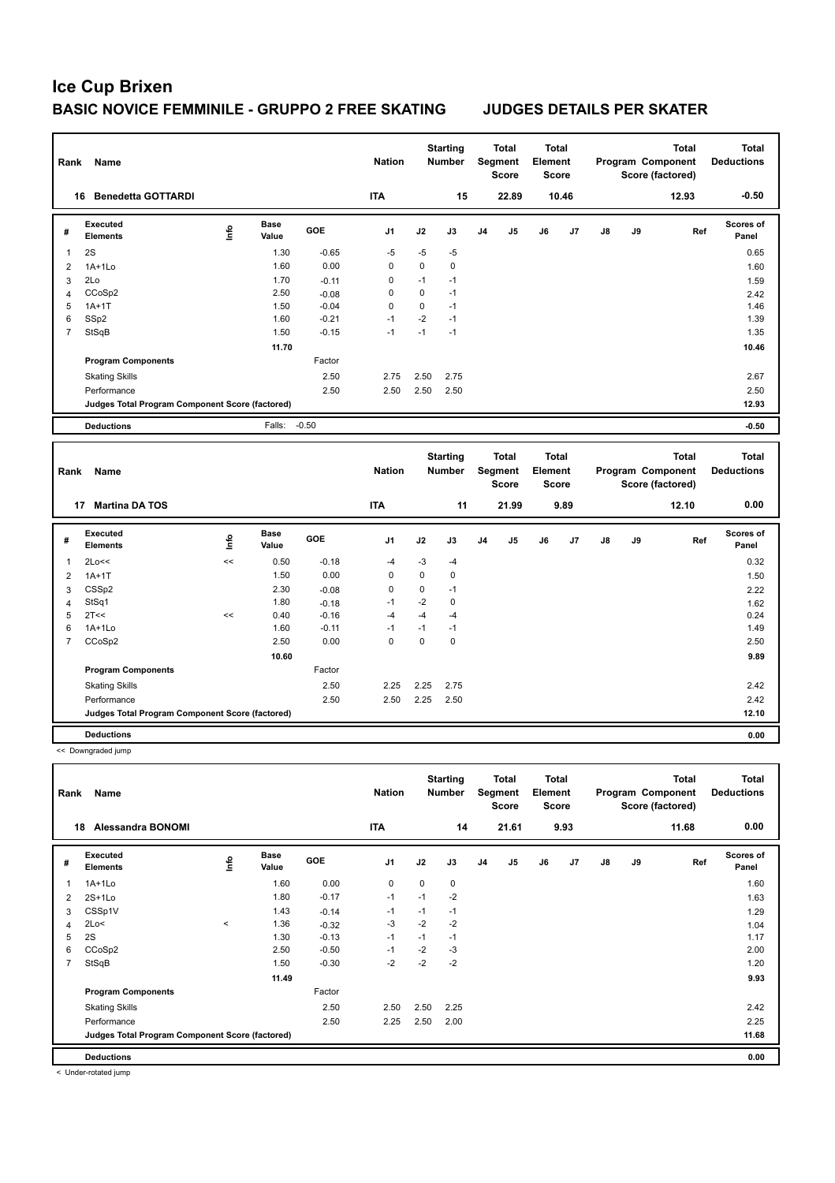# Ice Cup Brixen

## BASIC NOVICE FEMMINILE - GRUPPO 2 FREE SKATING — JUDGES DETAILS PER SKATER

| Rank | Name | Nation | Starting Number | Total Segment Score | Total Element Score | Total Program Component Score (factored) | Total Deductions |
|---|---|---|---|---|---|---|---|
| 16 | Benedetta GOTTARDI | ITA | 15 | 22.89 | 10.46 | 12.93 | -0.50 |

| # | Executed Elements | Info | Base Value | GOE | J1 | J2 | J3 | J4 | J5 | J6 | J7 | J8 | J9 | Ref | Scores of Panel |
|---|---|---|---|---|---|---|---|---|---|---|---|---|---|---|---|
| 1 | 2S | | 1.30 | -0.65 | -5 | -5 | -5 | | | | | | | | 0.65 |
| 2 | 1A+1Lo | | 1.60 | 0.00 | 0 | 0 | 0 | | | | | | | | 1.60 |
| 3 | 2Lo | | 1.70 | -0.11 | 0 | -1 | -1 | | | | | | | | 1.59 |
| 4 | CCoSp2 | | 2.50 | -0.08 | 0 | 0 | -1 | | | | | | | | 2.42 |
| 5 | 1A+1T | | 1.50 | -0.04 | 0 | 0 | -1 | | | | | | | | 1.46 |
| 6 | SSp2 | | 1.60 | -0.21 | -1 | -2 | -1 | | | | | | | | 1.39 |
| 7 | StSqB | | 1.50 | -0.15 | -1 | -1 | -1 | | | | | | | | 1.35 |
| | | | 11.70 | | | | | | | | | | | | 10.46 |
| | **Program Components** | | | Factor | | | | | | | | | | | |
| | Skating Skills | | | 2.50 | 2.75 | 2.50 | 2.75 | | | | | | | | 2.67 |
| | Performance | | | 2.50 | 2.50 | 2.50 | 2.50 | | | | | | | | 2.50 |
| | Judges Total Program Component Score (factored) | | | | | | | | | | | | | | 12.93 |
| | **Deductions** | | Falls: | -0.50 | | | | | | | | | | | -0.50 |

| Rank | Name | Nation | Starting Number | Total Segment Score | Total Element Score | Total Program Component Score (factored) | Total Deductions |
|---|---|---|---|---|---|---|---|
| 17 | Martina DA TOS | ITA | 11 | 21.99 | 9.89 | 12.10 | 0.00 |

| # | Executed Elements | Info | Base Value | GOE | J1 | J2 | J3 | J4 | J5 | J6 | J7 | J8 | J9 | Ref | Scores of Panel |
|---|---|---|---|---|---|---|---|---|---|---|---|---|---|---|---|
| 1 | 2Lo<< | << | 0.50 | -0.18 | -4 | -3 | -4 | | | | | | | | 0.32 |
| 2 | 1A+1T | | 1.50 | 0.00 | 0 | 0 | 0 | | | | | | | | 1.50 |
| 3 | CSSp2 | | 2.30 | -0.08 | 0 | 0 | -1 | | | | | | | | 2.22 |
| 4 | StSq1 | | 1.80 | -0.18 | -1 | -2 | 0 | | | | | | | | 1.62 |
| 5 | 2T<< | << | 0.40 | -0.16 | -4 | -4 | -4 | | | | | | | | 0.24 |
| 6 | 1A+1Lo | | 1.60 | -0.11 | -1 | -1 | -1 | | | | | | | | 1.49 |
| 7 | CCoSp2 | | 2.50 | 0.00 | 0 | 0 | 0 | | | | | | | | 2.50 |
| | | | 10.60 | | | | | | | | | | | | 9.89 |
| | **Program Components** | | | Factor | | | | | | | | | | | |
| | Skating Skills | | | 2.50 | 2.25 | 2.25 | 2.75 | | | | | | | | 2.42 |
| | Performance | | | 2.50 | 2.50 | 2.25 | 2.50 | | | | | | | | 2.42 |
| | Judges Total Program Component Score (factored) | | | | | | | | | | | | | | 12.10 |
| | **Deductions** | | | | | | | | | | | | | | 0.00 |

<< Downgraded jump

| Rank | Name | Nation | Starting Number | Total Segment Score | Total Element Score | Total Program Component Score (factored) | Total Deductions |
|---|---|---|---|---|---|---|---|
| 18 | Alessandra BONOMI | ITA | 14 | 21.61 | 9.93 | 11.68 | 0.00 |

| # | Executed Elements | Info | Base Value | GOE | J1 | J2 | J3 | J4 | J5 | J6 | J7 | J8 | J9 | Ref | Scores of Panel |
|---|---|---|---|---|---|---|---|---|---|---|---|---|---|---|---|
| 1 | 1A+1Lo | | 1.60 | 0.00 | 0 | 0 | 0 | | | | | | | | 1.60 |
| 2 | 2S+1Lo | | 1.80 | -0.17 | -1 | -1 | -2 | | | | | | | | 1.63 |
| 3 | CSSp1V | | 1.43 | -0.14 | -1 | -1 | -1 | | | | | | | | 1.29 |
| 4 | 2Lo< | < | 1.36 | -0.32 | -3 | -2 | -2 | | | | | | | | 1.04 |
| 5 | 2S | | 1.30 | -0.13 | -1 | -1 | -1 | | | | | | | | 1.17 |
| 6 | CCoSp2 | | 2.50 | -0.50 | -1 | -2 | -3 | | | | | | | | 2.00 |
| 7 | StSqB | | 1.50 | -0.30 | -2 | -2 | -2 | | | | | | | | 1.20 |
| | | | 11.49 | | | | | | | | | | | | 9.93 |
| | **Program Components** | | | Factor | | | | | | | | | | | |
| | Skating Skills | | | 2.50 | 2.50 | 2.50 | 2.25 | | | | | | | | 2.42 |
| | Performance | | | 2.50 | 2.25 | 2.50 | 2.00 | | | | | | | | 2.25 |
| | Judges Total Program Component Score (factored) | | | | | | | | | | | | | | 11.68 |
| | **Deductions** | | | | | | | | | | | | | | 0.00 |

< Under-rotated jump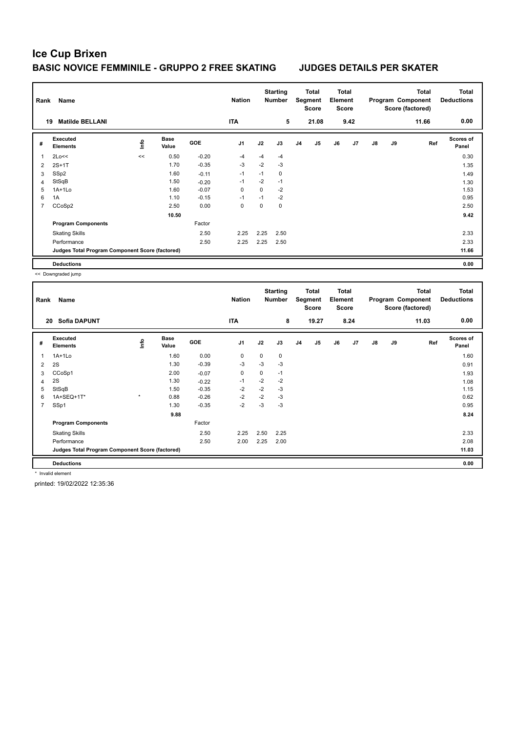# Ice Cup Brixen

## BASIC NOVICE FEMMINILE - GRUPPO 2 FREE SKATING — JUDGES DETAILS PER SKATER

| Rank | Name | Nation | Starting Number | Total Segment Score | Total Element Score | Total Program Component Score (factored) | Total Deductions |
|---|---|---|---|---|---|---|---|
| 19 | Matilde BELLANI | ITA | 5 | 21.08 | 9.42 | 11.66 | 0.00 |

| # | Executed Elements | Info | Base Value | GOE | J1 | J2 | J3 | J4 | J5 | J6 | J7 | J8 | J9 | Ref | Scores of Panel |
|---|---|---|---|---|---|---|---|---|---|---|---|---|---|---|---|
| 1 | 2Lo<< | << | 0.50 | -0.20 | -4 | -4 | -4 | | | | | | | | 0.30 |
| 2 | 2S+1T | | 1.70 | -0.35 | -3 | -2 | -3 | | | | | | | | 1.35 |
| 3 | SSp2 | | 1.60 | -0.11 | -1 | -1 | 0 | | | | | | | | 1.49 |
| 4 | StSqB | | 1.50 | -0.20 | -1 | -2 | -1 | | | | | | | | 1.30 |
| 5 | 1A+1Lo | | 1.60 | -0.07 | 0 | 0 | -2 | | | | | | | | 1.53 |
| 6 | 1A | | 1.10 | -0.15 | -1 | -1 | -2 | | | | | | | | 0.95 |
| 7 | CCoSp2 | | 2.50 | 0.00 | 0 | 0 | 0 | | | | | | | | 2.50 |
| | | | 10.50 | | | | | | | | | | | | 9.42 |
| | **Program Components** | | | Factor | | | | | | | | | | | |
| | Skating Skills | | | 2.50 | 2.25 | 2.25 | 2.50 | | | | | | | | 2.33 |
| | Performance | | | 2.50 | 2.25 | 2.25 | 2.50 | | | | | | | | 2.33 |
| | **Judges Total Program Component Score (factored)** | | | | | | | | | | | | | | 11.66 |
| | **Deductions** | | | | | | | | | | | | | | 0.00 |

<< Downgraded jump

| Rank | Name | Nation | Starting Number | Total Segment Score | Total Element Score | Total Program Component Score (factored) | Total Deductions |
|---|---|---|---|---|---|---|---|
| 20 | Sofia DAPUNT | ITA | 8 | 19.27 | 8.24 | 11.03 | 0.00 |

| # | Executed Elements | Info | Base Value | GOE | J1 | J2 | J3 | J4 | J5 | J6 | J7 | J8 | J9 | Ref | Scores of Panel |
|---|---|---|---|---|---|---|---|---|---|---|---|---|---|---|---|
| 1 | 1A+1Lo | | 1.60 | 0.00 | 0 | 0 | 0 | | | | | | | | 1.60 |
| 2 | 2S | | 1.30 | -0.39 | -3 | -3 | -3 | | | | | | | | 0.91 |
| 3 | CCoSp1 | | 2.00 | -0.07 | 0 | 0 | -1 | | | | | | | | 1.93 |
| 4 | 2S | | 1.30 | -0.22 | -1 | -2 | -2 | | | | | | | | 1.08 |
| 5 | StSqB | | 1.50 | -0.35 | -2 | -2 | -3 | | | | | | | | 1.15 |
| 6 | 1A+SEQ+1T* | * | 0.88 | -0.26 | -2 | -2 | -3 | | | | | | | | 0.62 |
| 7 | SSp1 | | 1.30 | -0.35 | -2 | -3 | -3 | | | | | | | | 0.95 |
| | | | 9.88 | | | | | | | | | | | | 8.24 |
| | **Program Components** | | | Factor | | | | | | | | | | | |
| | Skating Skills | | | 2.50 | 2.25 | 2.50 | 2.25 | | | | | | | | 2.33 |
| | Performance | | | 2.50 | 2.00 | 2.25 | 2.00 | | | | | | | | 2.08 |
| | **Judges Total Program Component Score (factored)** | | | | | | | | | | | | | | 11.03 |
| | **Deductions** | | | | | | | | | | | | | | 0.00 |

* Invalid element

printed: 19/02/2022 12:35:36